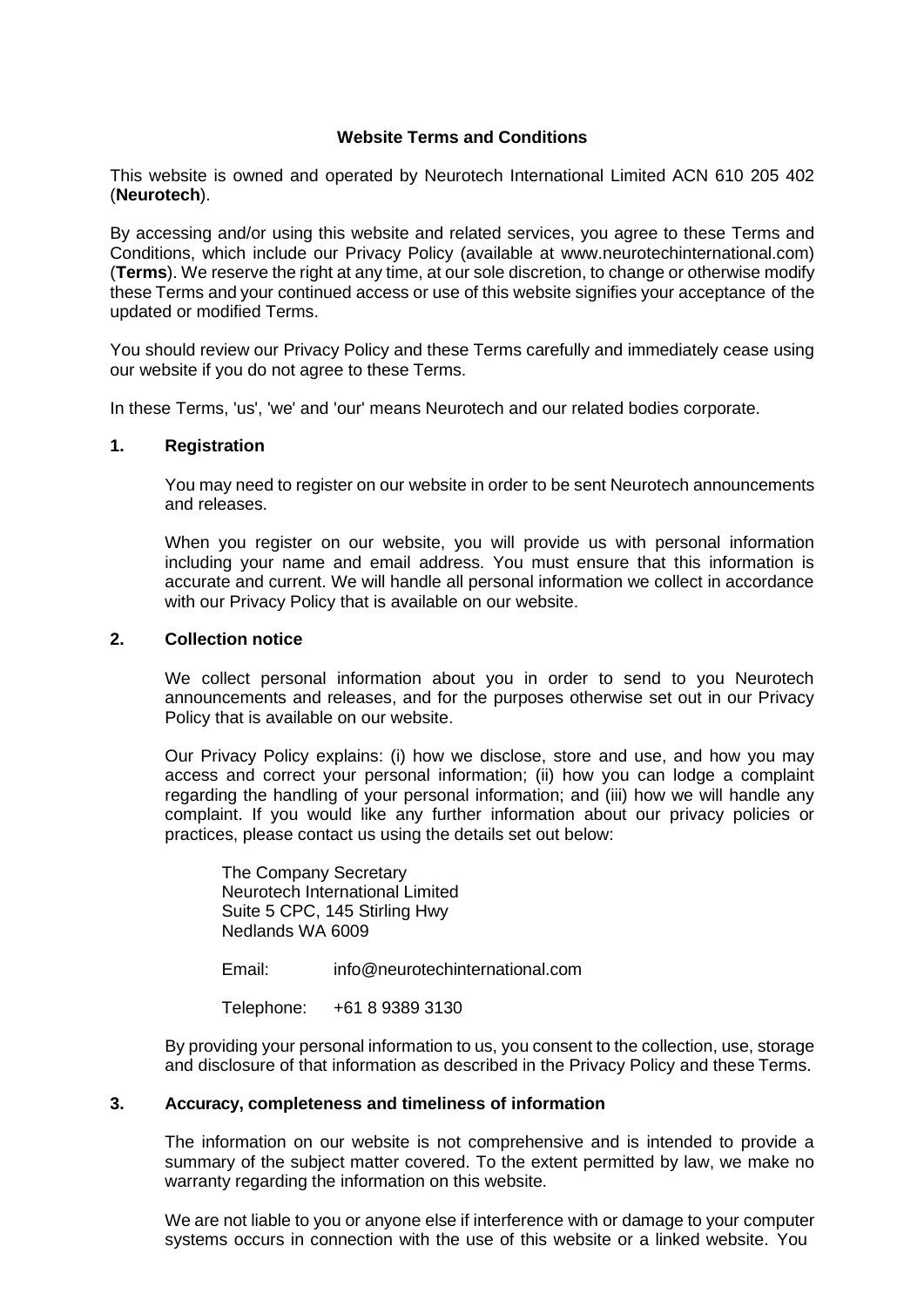# Website Terms and Conditions

This website is owned and operated by Neurotech International Limited ACN 610 205 402 (**Neurotech**).

By accessing and/or using this website and related services, you agree to these Terms and Conditions, which include our Privacy Policy (available at www.neurotechinternational.com) (**Terms**). We reserve the right at any time, at our sole discretion, to change or otherwise modify these Terms and your continued access or use of this website signifies your acceptance of the updated or modified Terms.

You should review our Privacy Policy and these Terms carefully and immediately cease using our website if you do not agree to these Terms.

In these Terms, 'us', 'we' and 'our' means Neurotech and our related bodies corporate.

## 1. Registration

You may need to register on our website in order to be sent Neurotech announcements and releases.

When you register on our website, you will provide us with personal information including your name and email address. You must ensure that this information is accurate and current. We will handle all personal information we collect in accordance with our Privacy Policy that is available on our website.

## 2. Collection notice

We collect personal information about you in order to send to you Neurotech announcements and releases, and for the purposes otherwise set out in our Privacy Policy that is available on our website.

Our Privacy Policy explains: (i) how we disclose, store and use, and how you may access and correct your personal information; (ii) how you can lodge a complaint regarding the handling of your personal information; and (iii) how we will handle any complaint. If you would like any further information about our privacy policies or practices, please contact us using the details set out below:

The Company Secretary
Neurotech International Limited
Suite 5 CPC, 145 Stirling Hwy
Nedlands WA 6009

Email: info@neurotechinternational.com

Telephone: +61 8 9389 3130

By providing your personal information to us, you consent to the collection, use, storage and disclosure of that information as described in the Privacy Policy and these Terms.

## 3. Accuracy, completeness and timeliness of information

The information on our website is not comprehensive and is intended to provide a summary of the subject matter covered. To the extent permitted by law, we make no warranty regarding the information on this website.

We are not liable to you or anyone else if interference with or damage to your computer systems occurs in connection with the use of this website or a linked website. You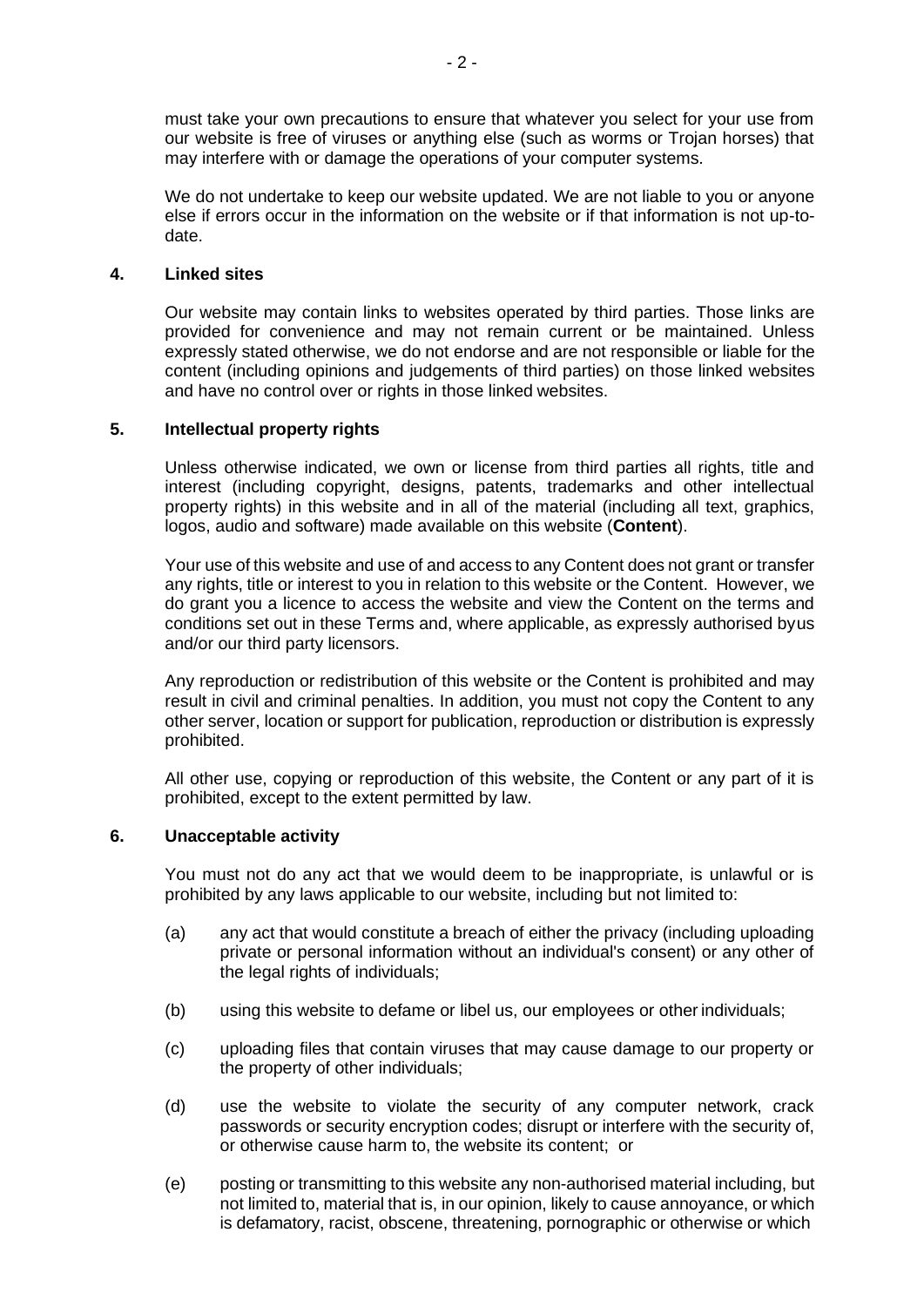must take your own precautions to ensure that whatever you select for your use from our website is free of viruses or anything else (such as worms or Trojan horses) that may interfere with or damage the operations of your computer systems.

We do not undertake to keep our website updated. We are not liable to you or anyone else if errors occur in the information on the website or if that information is not up-to-date.

## 4. Linked sites

Our website may contain links to websites operated by third parties. Those links are provided for convenience and may not remain current or be maintained. Unless expressly stated otherwise, we do not endorse and are not responsible or liable for the content (including opinions and judgements of third parties) on those linked websites and have no control over or rights in those linked websites.

## 5. Intellectual property rights

Unless otherwise indicated, we own or license from third parties all rights, title and interest (including copyright, designs, patents, trademarks and other intellectual property rights) in this website and in all of the material (including all text, graphics, logos, audio and software) made available on this website (**Content**).

Your use of this website and use of and access to any Content does not grant or transfer any rights, title or interest to you in relation to this website or the Content. However, we do grant you a licence to access the website and view the Content on the terms and conditions set out in these Terms and, where applicable, as expressly authorised byus and/or our third party licensors.

Any reproduction or redistribution of this website or the Content is prohibited and may result in civil and criminal penalties. In addition, you must not copy the Content to any other server, location or support for publication, reproduction or distribution is expressly prohibited.

All other use, copying or reproduction of this website, the Content or any part of it is prohibited, except to the extent permitted by law.

## 6. Unacceptable activity

You must not do any act that we would deem to be inappropriate, is unlawful or is prohibited by any laws applicable to our website, including but not limited to:

(a) any act that would constitute a breach of either the privacy (including uploading private or personal information without an individual's consent) or any other of the legal rights of individuals;

(b) using this website to defame or libel us, our employees or other individuals;

(c) uploading files that contain viruses that may cause damage to our property or the property of other individuals;

(d) use the website to violate the security of any computer network, crack passwords or security encryption codes; disrupt or interfere with the security of, or otherwise cause harm to, the website its content; or

(e) posting or transmitting to this website any non-authorised material including, but not limited to, material that is, in our opinion, likely to cause annoyance, or which is defamatory, racist, obscene, threatening, pornographic or otherwise or which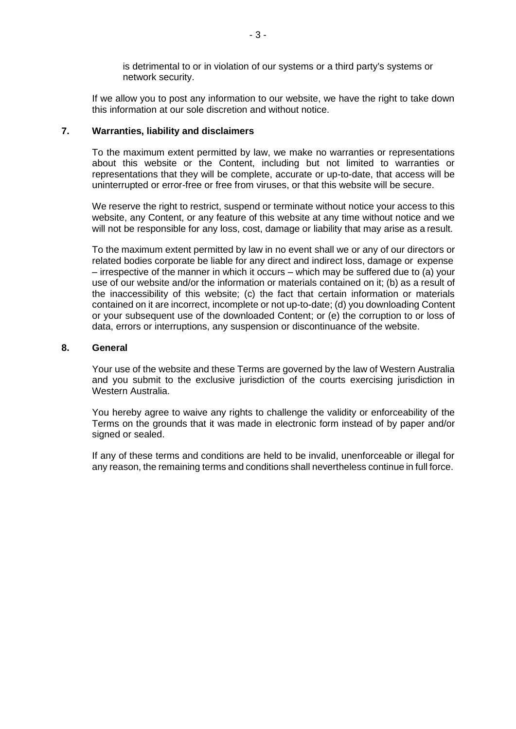is detrimental to or in violation of our systems or a third party's systems or network security.

If we allow you to post any information to our website, we have the right to take down this information at our sole discretion and without notice.

## 7. Warranties, liability and disclaimers

To the maximum extent permitted by law, we make no warranties or representations about this website or the Content, including but not limited to warranties or representations that they will be complete, accurate or up-to-date, that access will be uninterrupted or error-free or free from viruses, or that this website will be secure.

We reserve the right to restrict, suspend or terminate without notice your access to this website, any Content, or any feature of this website at any time without notice and we will not be responsible for any loss, cost, damage or liability that may arise as a result.

To the maximum extent permitted by law in no event shall we or any of our directors or related bodies corporate be liable for any direct and indirect loss, damage or expense – irrespective of the manner in which it occurs – which may be suffered due to (a) your use of our website and/or the information or materials contained on it; (b) as a result of the inaccessibility of this website; (c) the fact that certain information or materials contained on it are incorrect, incomplete or not up-to-date; (d) you downloading Content or your subsequent use of the downloaded Content; or (e) the corruption to or loss of data, errors or interruptions, any suspension or discontinuance of the website.

## 8. General

Your use of the website and these Terms are governed by the law of Western Australia and you submit to the exclusive jurisdiction of the courts exercising jurisdiction in Western Australia.

You hereby agree to waive any rights to challenge the validity or enforceability of the Terms on the grounds that it was made in electronic form instead of by paper and/or signed or sealed.

If any of these terms and conditions are held to be invalid, unenforceable or illegal for any reason, the remaining terms and conditions shall nevertheless continue in full force.